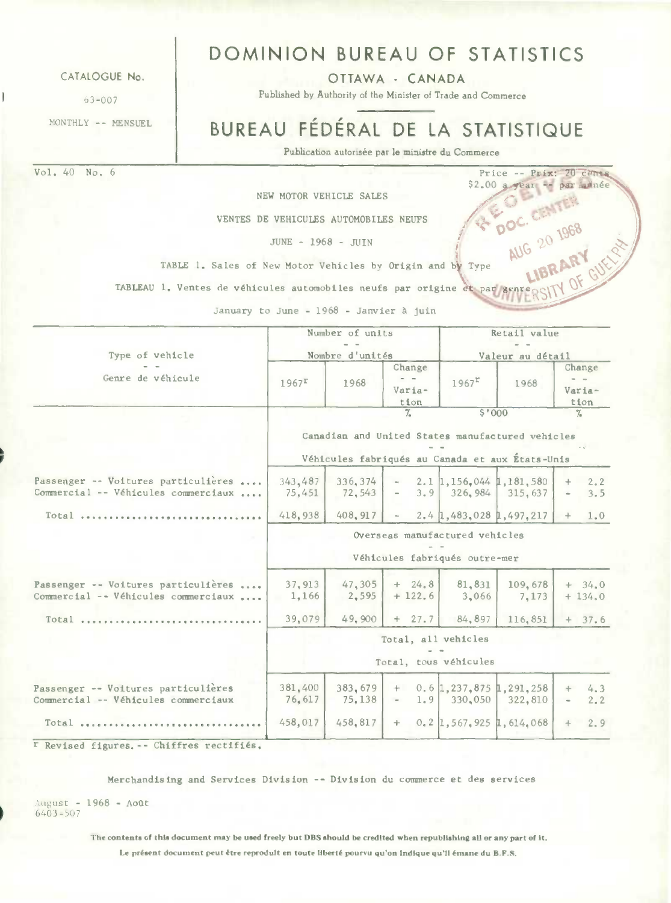CATALOGUE No.

63-007

MONTHLY -- MENSUEL

# DOMINION BUREAU OF STATISTICS

OTTAWA - CANADA

Published by Authority of the Minister of Trade and Commerce

# BUREAU FÉDÉRAL DE LA STATISTIQUE

Publication autorisée par le ministre du Commerce

Vol. 40 No. 6

Price -- Prix: 20 cents
$2.00 a year -- par année

## NEW MOTOR VEHICLE SALES

## VENTES DE VEHICULES AUTOMOBILES NEUFS

JUNE - 1968 - JUIN

TABLE 1. Sales of New Motor Vehicles by Origin and by Type

TABLEAU 1. Ventes de véhicules automobiles neufs par origine et par genre

January to June - 1968 - Janvier à juin

| Type of vehicle -- Genre de véhicule | Number of units -- Nombre d'unités | | | Retail value -- Valeur au détail | | |
|---|---|---|---|---|---|---|
| | 1967[r] | 1968 | Change -- Variation | 1967[r] | 1968 | Change -- Variation |
| | | | % | $'000 | | % |
| | Canadian and United States manufactured vehicles -- Véhicules fabriqués au Canada et aux États-Unis | | | | | |
| Passenger -- Voitures particulières .... | 343,487 | 336,374 | - 2.1 | 1,156,044 | 1,181,580 | + 2.2 |
| Commercial -- Véhicules commerciaux .... | 75,451 | 72,543 | - 3.9 | 326,984 | 315,637 | - 3.5 |
| Total .............................. | 418,938 | 408,917 | - 2.4 | 1,483,028 | 1,497,217 | + 1.0 |
| | Overseas manufactured vehicles -- Véhicules fabriqués outre-mer | | | | | |
| Passenger -- Voitures particulières .... | 37,913 | 47,305 | + 24.8 | 81,831 | 109,678 | + 34.0 |
| Commercial -- Véhicules commerciaux .... | 1,166 | 2,595 | + 122.6 | 3,066 | 7,173 | + 134.0 |
| Total .............................. | 39,079 | 49,900 | + 27.7 | 84,897 | 116,851 | + 37.6 |
| | Total, all vehicles -- Total, tous véhicules | | | | | |
| Passenger -- Voitures particulières | 381,400 | 383,679 | + 0.6 | 1,237,875 | 1,291,258 | + 4.3 |
| Commercial -- Véhicules commerciaux | 76,617 | 75,138 | - 1.9 | 330,050 | 322,810 | - 2.2 |
| Total .............................. | 458,017 | 458,817 | + 0.2 | 1,567,925 | 1,614,068 | + 2.9 |

[r] Revised figures. -- Chiffres rectifiés.

Merchandising and Services Division -- Division du commerce et des services

August - 1968 - Août
6403-507

**The contents of this document may be used freely but DBS should be credited when republishing all or any part of it.**

**Le présent document peut être reproduit en toute liberté pourvu qu'on indique qu'il émane du B.F.S.**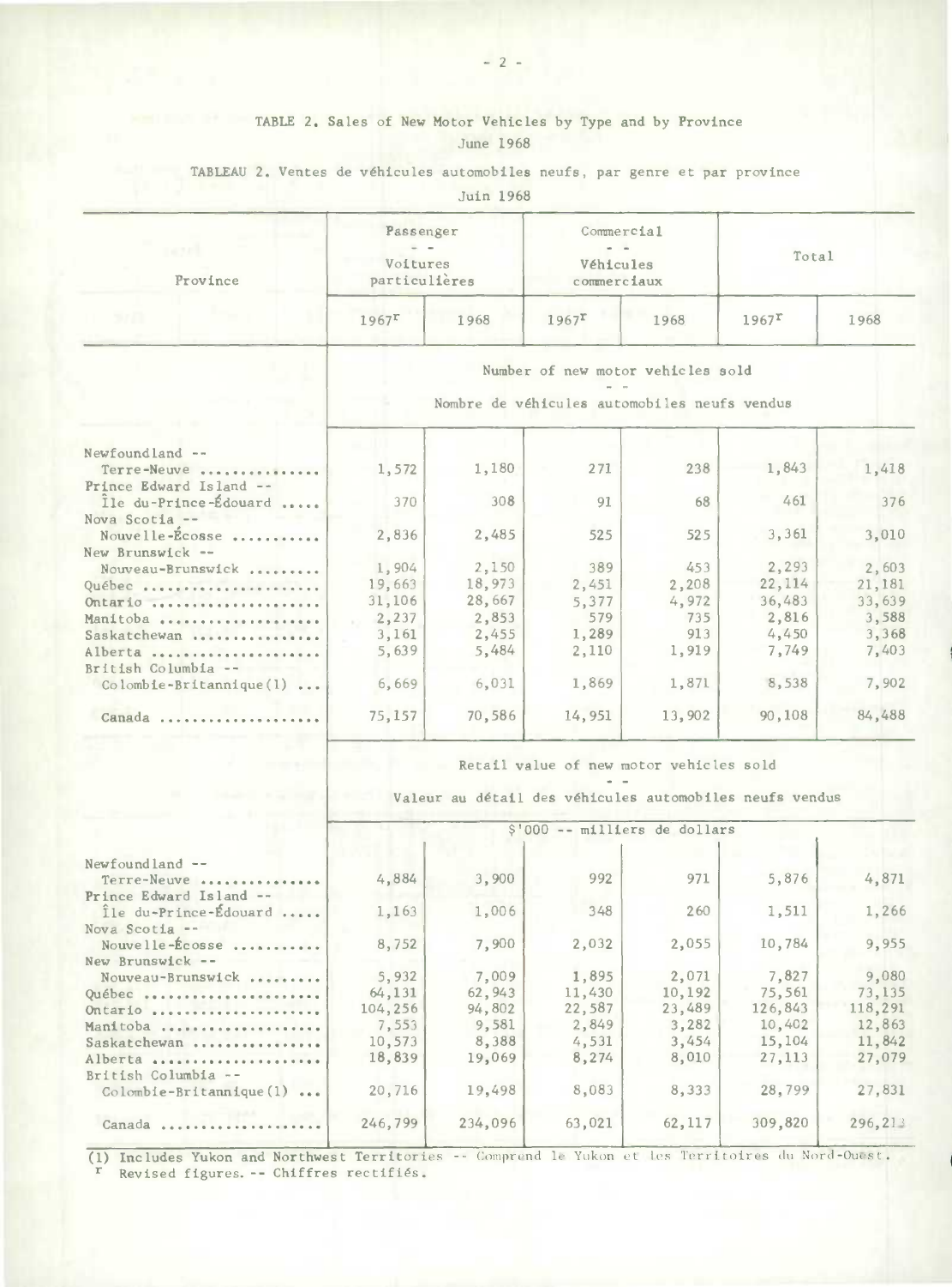TABLE 2. Sales of New Motor Vehicles by Type and by Province
June 1968

TABLEAU 2. Ventes de véhicules automobiles neufs, par genre et par province
Juin 1968

| Province | Passenger -- Voitures particulières | | Commercial -- Véhicules commerciaux | | Total | |
|---|---|---|---|---|---|---|
| | 1967r | 1968 | 1967r | 1968 | 1967r | 1968 |
| | Number of new motor vehicles sold -- Nombre de véhicules automobiles neufs vendus | | | | | |
| Newfoundland -- Terre-Neuve | 1,572 | 1,180 | 271 | 238 | 1,843 | 1,418 |
| Prince Edward Island -- Île du-Prince-Édouard | 370 | 308 | 91 | 68 | 461 | 376 |
| Nova Scotia -- Nouvelle-Écosse | 2,836 | 2,485 | 525 | 525 | 3,361 | 3,010 |
| New Brunswick -- Nouveau-Brunswick | 1,904 | 2,150 | 389 | 453 | 2,293 | 2,603 |
| Québec | 19,663 | 18,973 | 2,451 | 2,208 | 22,114 | 21,181 |
| Ontario | 31,106 | 28,667 | 5,377 | 4,972 | 36,483 | 33,639 |
| Manitoba | 2,237 | 2,853 | 579 | 735 | 2,816 | 3,588 |
| Saskatchewan | 3,161 | 2,455 | 1,289 | 913 | 4,450 | 3,368 |
| Alberta | 5,639 | 5,484 | 2,110 | 1,919 | 7,749 | 7,403 |
| British Columbia -- Colombie-Britannique(1) | 6,669 | 6,031 | 1,869 | 1,871 | 8,538 | 7,902 |
| Canada | 75,157 | 70,586 | 14,951 | 13,902 | 90,108 | 84,488 |
| | Retail value of new motor vehicles sold -- Valeur au détail des véhicules automobiles neufs vendus | | | | | |
| | $'000 -- milliers de dollars | | | | | |
| Newfoundland -- Terre-Neuve | 4,884 | 3,900 | 992 | 971 | 5,876 | 4,871 |
| Prince Edward Island -- Île du-Prince-Édouard | 1,163 | 1,006 | 348 | 260 | 1,511 | 1,266 |
| Nova Scotia -- Nouvelle-Écosse | 8,752 | 7,900 | 2,032 | 2,055 | 10,784 | 9,955 |
| New Brunswick -- Nouveau-Brunswick | 5,932 | 7,009 | 1,895 | 2,071 | 7,827 | 9,080 |
| Québec | 64,131 | 62,943 | 11,430 | 10,192 | 75,561 | 73,135 |
| Ontario | 104,256 | 94,802 | 22,587 | 23,489 | 126,843 | 118,291 |
| Manitoba | 7,553 | 9,581 | 2,849 | 3,282 | 10,402 | 12,863 |
| Saskatchewan | 10,573 | 8,388 | 4,531 | 3,454 | 15,104 | 11,842 |
| Alberta | 18,839 | 19,069 | 8,274 | 8,010 | 27,113 | 27,079 |
| British Columbia -- Colombie-Britannique(1) | 20,716 | 19,498 | 8,083 | 8,333 | 28,799 | 27,831 |
| Canada | 246,799 | 234,096 | 63,021 | 62,117 | 309,820 | 296,213 |

(1) Includes Yukon and Northwest Territories -- Comprend le Yukon et les Territoires du Nord-Ouest.
r Revised figures. -- Chiffres rectifiés.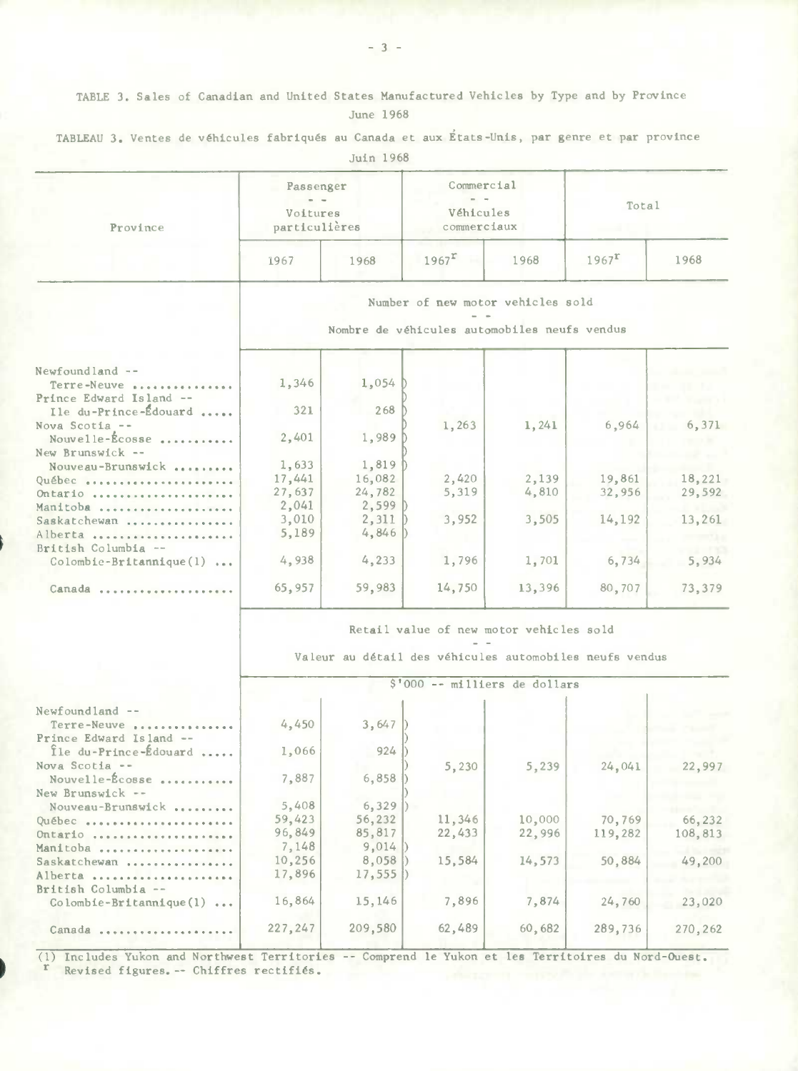TABLE 3. Sales of Canadian and United States Manufactured Vehicles by Type and by Province
June 1968

TABLEAU 3. Ventes de véhicules fabriqués au Canada et aux États-Unis, par genre et par province
Juin 1968

| Province | Passenger -- Voitures particulières | | Commercial -- Véhicules commerciaux | | Total | |
|---|---|---|---|---|---|---|
| | 1967 | 1968 | 1967r | 1968 | 1967r | 1968 |
| | Number of new motor vehicles sold -- Nombre de véhicules automobiles neufs vendus | | | | | |
| Newfoundland -- Terre-Neuve | 1,346 | 1,054 | | | | |
| Prince Edward Island -- Ile du-Prince-Édouard | 321 | 268 | | | | |
| Nova Scotia -- Nouvelle-Écosse | 2,401 | 1,989 | 1,263 | 1,241 | 6,964 | 6,371 |
| New Brunswick -- Nouveau-Brunswick | 1,633 | 1,819 | | | | |
| Québec | 17,441 | 16,082 | 2,420 | 2,139 | 19,861 | 18,221 |
| Ontario | 27,637 | 24,782 | 5,319 | 4,810 | 32,956 | 29,592 |
| Manitoba | 2,041 | 2,599 | | | | |
| Saskatchewan | 3,010 | 2,311 | 3,952 | 3,505 | 14,192 | 13,261 |
| Alberta | 5,189 | 4,846 | | | | |
| British Columbia -- Colombie-Britannique(1) | 4,938 | 4,233 | 1,796 | 1,701 | 6,734 | 5,934 |
| Canada | 65,957 | 59,983 | 14,750 | 13,396 | 80,707 | 73,379 |
| | Retail value of new motor vehicles sold -- Valeur au détail des véhicules automobiles neufs vendus | | | | | |
| | $'000 -- milliers de dollars | | | | | |
| Newfoundland -- Terre-Neuve | 4,450 | 3,647 | | | | |
| Prince Edward Island -- Île du-Prince-Édouard | 1,066 | 924 | | | | |
| Nova Scotia -- Nouvelle-Écosse | 7,887 | 6,858 | 5,230 | 5,239 | 24,041 | 22,997 |
| New Brunswick -- Nouveau-Brunswick | 5,408 | 6,329 | | | | |
| Québec | 59,423 | 56,232 | 11,346 | 10,000 | 70,769 | 66,232 |
| Ontario | 96,849 | 85,817 | 22,433 | 22,996 | 119,282 | 108,813 |
| Manitoba | 7,148 | 9,014 | | | | |
| Saskatchewan | 10,256 | 8,058 | 15,584 | 14,573 | 50,884 | 49,200 |
| Alberta | 17,896 | 17,555 | | | | |
| British Columbia -- Colombie-Britannique(1) | 16,864 | 15,146 | 7,896 | 7,874 | 24,760 | 23,020 |
| Canada | 227,247 | 209,580 | 62,489 | 60,682 | 289,736 | 270,262 |

(1) Includes Yukon and Northwest Territories -- Comprend le Yukon et les Territoires du Nord-Ouest.
r Revised figures. -- Chiffres rectifiés.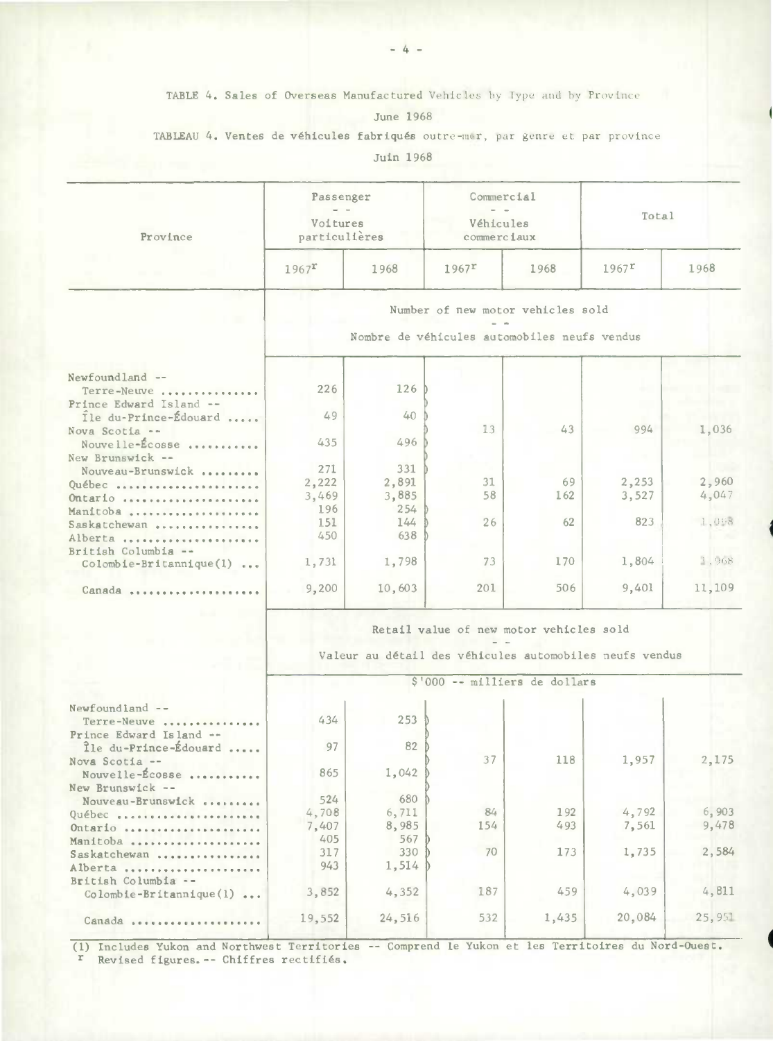TABLE 4. Sales of Overseas Manufactured Vehicles by Type and by Province

June 1968

TABLEAU 4. Ventes de véhicules fabriqués outre-mer, par genre et par province

Juin 1968

| Province | Passenger — Voitures particulières | | Commercial — Véhicules commerciaux | | Total | |
|---|---|---|---|---|---|---|
| | 1967r | 1968 | 1967r | 1968 | 1967r | 1968 |
| | **Number of new motor vehicles sold — Nombre de véhicules automobiles neufs vendus** | | | | | |
| Newfoundland -- Terre-Neuve | 226 | 126 | | | | |
| Prince Edward Island -- Île du-Prince-Édouard | 49 | 40 | 13 | 43 | 994 | 1,036 |
| Nova Scotia -- Nouvelle-Écosse | 435 | 496 | | | | |
| New Brunswick -- Nouveau-Brunswick | 271 | 331 | | | | |
| Québec | 2,222 | 2,891 | 31 | 69 | 2,253 | 2,960 |
| Ontario | 3,469 | 3,885 | 58 | 162 | 3,527 | 4,047 |
| Manitoba | 196 | 254 | | | | |
| Saskatchewan | 151 | 144 | 26 | 62 | 823 | 1,098 |
| Alberta | 450 | 638 | | | | |
| British Columbia -- Colombie-Britannique(1) | 1,731 | 1,798 | 73 | 170 | 1,804 | 1,968 |
| Canada | 9,200 | 10,603 | 201 | 506 | 9,401 | 11,109 |
| | **Retail value of new motor vehicles sold — Valeur au détail des véhicules automobiles neufs vendus** | | | | | |
| | $'000 -- milliers de dollars | | | | | |
| Newfoundland -- Terre-Neuve | 434 | 253 | | | | |
| Prince Edward Island -- Île du-Prince-Édouard | 97 | 82 | 37 | 118 | 1,957 | 2,175 |
| Nova Scotia -- Nouvelle-Écosse | 865 | 1,042 | | | | |
| New Brunswick -- Nouveau-Brunswick | 524 | 680 | | | | |
| Québec | 4,708 | 6,711 | 84 | 192 | 4,792 | 6,903 |
| Ontario | 7,407 | 8,985 | 154 | 493 | 7,561 | 9,478 |
| Manitoba | 405 | 567 | | | | |
| Saskatchewan | 317 | 330 | 70 | 173 | 1,735 | 2,584 |
| Alberta | 943 | 1,514 | | | | |
| British Columbia -- Colombie-Britannique(1) | 3,852 | 4,352 | 187 | 459 | 4,039 | 4,811 |
| Canada | 19,552 | 24,516 | 532 | 1,435 | 20,084 | 25,951 |

(1) Includes Yukon and Northwest Territories -- Comprend le Yukon et les Territoires du Nord-Ouest.

r Revised figures. -- Chiffres rectifiés.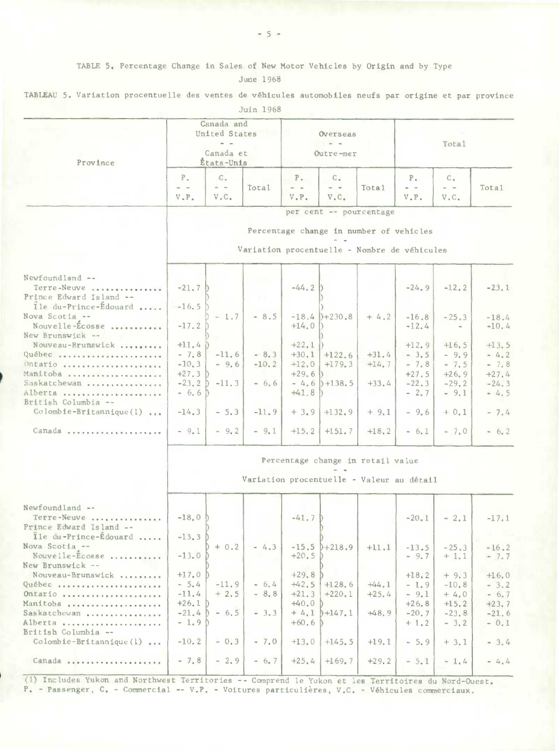TABLE 5. Percentage Change in Sales of New Motor Vehicles by Origin and by Type

June 1968

TABLEAU 5. Variation procentuelle des ventes de véhicules automobiles neufs par origine et par province

Juin 1968

| Province | Canada and United States -- Canada et États-Unis | | | Overseas -- Outre-mer | | | Total | | |
|---|---|---|---|---|---|---|---|---|---|
| | P. -- V.P. | C. -- V.C. | Total | P. -- V.P. | C. -- V.C. | Total | P. -- V.P. | C. -- V.C. | Total |
| | per cent -- pourcentage | | | | | | | | |
| | Percentage change in number of vehicles -- Variation procentuelle - Nombre de véhicules | | | | | | | | |
| Newfoundland -- Terre-Neuve | -21.7 | | | -44.2 | | | -24.9 | -12.2 | -23.1 |
| Prince Edward Island -- Île du-Prince-Édouard | -16.5 | | | -18.4 | | | -16.8 | -25.3 | -18.4 |
| Nova Scotia -- Nouvelle-Écosse | -17.2 | - 1.7 | - 8.5 | +14.0 | +230.8 | + 4.2 | -12.4 | - | -10.4 |
| New Brunswick -- Nouveau-Brunswick | +11.4 | | | +22.1 | | | +12.9 | +16.5 | +13.5 |
| Québec | - 7.8 | -11.6 | - 8.3 | +30.1 | +122.6 | +31.4 | - 3.5 | - 9.9 | - 4.2 |
| Ontario | -10.3 | - 9.6 | -10.2 | +12.0 | +179.3 | +14.7 | - 7.8 | - 7.5 | - 7.8 |
| Manitoba | +27.3 | | | +29.6 | | | +27.5 | +26.9 | +27.4 |
| Saskatchewan | -23.2 | -11.3 | - 6.6 | - 4.6 | +138.5 | +33.4 | -22.3 | -29.2 | -24.3 |
| Alberta | - 6.6 | | | +41.8 | | | - 2.7 | - 9.1 | - 4.5 |
| British Columbia -- Colombie-Britannique(1) | -14.3 | - 5.3 | -11.9 | + 3.9 | +132.9 | + 9.1 | - 9.6 | + 0.1 | - 7.4 |
| Canada | - 9.1 | - 9.2 | - 9.1 | +15.2 | +151.7 | +18.2 | - 6.1 | - 7.0 | - 6.2 |
| | Percentage change in retail value -- Variation procentuelle - Valeur au détail | | | | | | | | |
| Newfoundland -- Terre-Neuve | -18.0 | | | -41.7 | | | -20.1 | - 2.1 | -17.1 |
| Prince Edward Island -- Île du-Prince-Édouard | -13.3 | | | -15.5 | | | -13.5 | -25.3 | -16.2 |
| Nova Scotia -- Nouvelle-Écosse | -13.0 | + 0.2 | - 4.3 | +20.5 | +218.9 | +11.1 | - 9.7 | + 1.1 | - 7.7 |
| New Brunswick -- Nouveau-Brunswick | +17.0 | | | +29.8 | | | +18.2 | + 9.3 | +16.0 |
| Québec | - 5.4 | -11.9 | - 6.4 | +42.5 | +128.6 | +44.1 | - 1.9 | -10.8 | - 3.2 |
| Ontario | -11.4 | + 2.5 | - 8.8 | +21.3 | +220.1 | +25.4 | - 9.1 | + 4.0 | - 6.7 |
| Manitoba | +26.1 | | | +40.0 | | | +26.8 | +15.2 | +23.7 |
| Saskatchewan | -21.4 | - 6.5 | - 3.3 | + 4.1 | +147.1 | +48.9 | -20.7 | -23.8 | -21.6 |
| Alberta | - 1.9 | | | +60.6 | | | + 1.2 | - 3.2 | - 0.1 |
| British Columbia -- Colombie-Britannique(1) | -10.2 | - 0.3 | - 7.0 | +13.0 | +145.5 | +19.1 | - 5.9 | + 3.1 | - 3.4 |
| Canada | - 7.8 | - 2.9 | - 6.7 | +25.4 | +169.7 | +29.2 | - 5.1 | - 1.4 | - 4.4 |

(1) Includes Yukon and Northwest Territories -- Comprend le Yukon et les Territoires du Nord-Ouest.
P. - Passenger, C. - Commercial -- V.P. - Voitures particulières, V.C. - Véhicules commerciaux.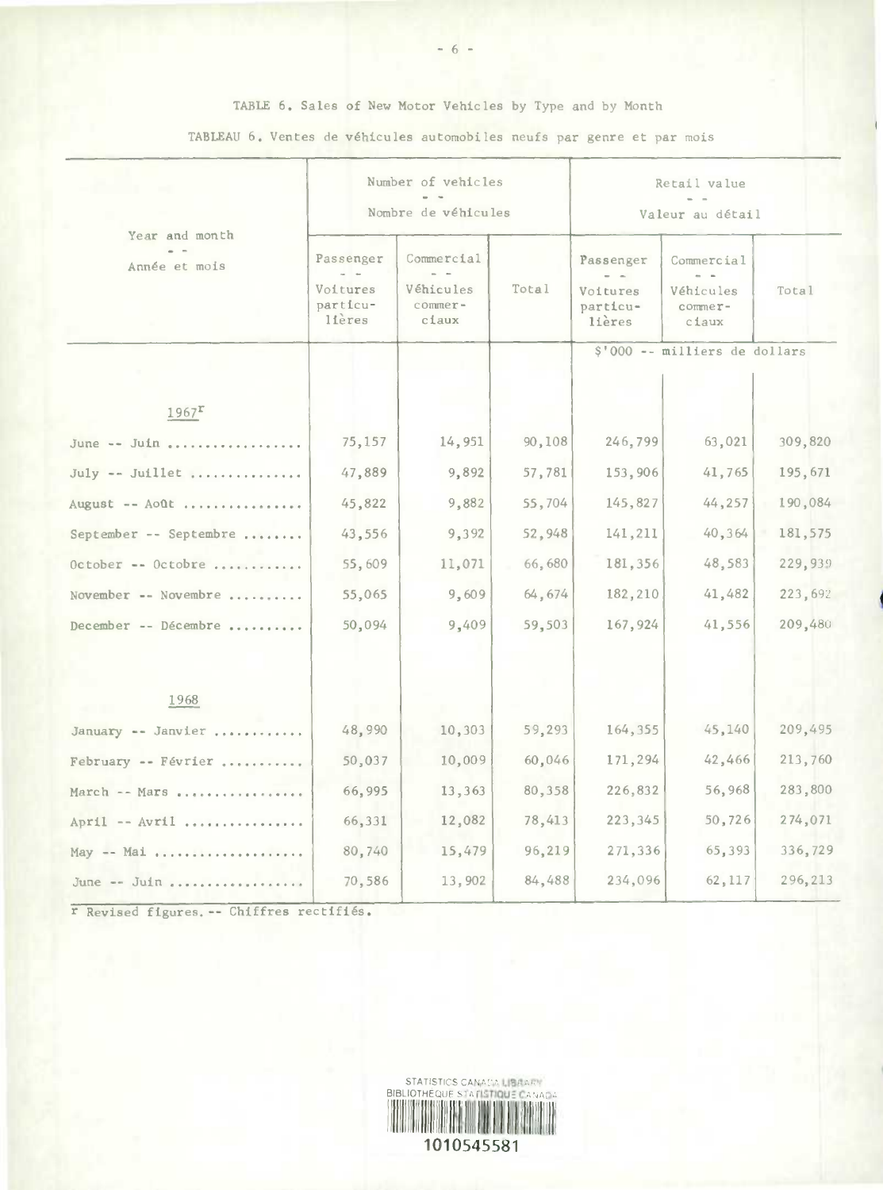TABLE 6. Sales of New Motor Vehicles by Type and by Month

TABLEAU 6. Ventes de véhicules automobiles neufs par genre et par mois

| Year and month -- Année et mois | Number of vehicles -- Nombre de véhicules | | | Retail value -- Valeur au détail | | |
|---|---|---|---|---|---|---|
| | Passenger -- Voitures particulières | Commercial -- Véhicules commerciaux | Total | Passenger -- Voitures particulières | Commercial -- Véhicules commerciaux | Total |
| | | | | $'000 -- milliers de dollars | | |
| 1967[r] | | | | | | |
| June -- Juin | 75,157 | 14,951 | 90,108 | 246,799 | 63,021 | 309,820 |
| July -- Juillet | 47,889 | 9,892 | 57,781 | 153,906 | 41,765 | 195,671 |
| August -- Août | 45,822 | 9,882 | 55,704 | 145,827 | 44,257 | 190,084 |
| September -- Septembre | 43,556 | 9,392 | 52,948 | 141,211 | 40,364 | 181,575 |
| October -- Octobre | 55,609 | 11,071 | 66,680 | 181,356 | 48,583 | 229,939 |
| November -- Novembre | 55,065 | 9,609 | 64,674 | 182,210 | 41,482 | 223,692 |
| December -- Décembre | 50,094 | 9,409 | 59,503 | 167,924 | 41,556 | 209,480 |
| 1968 | | | | | | |
| January -- Janvier | 48,990 | 10,303 | 59,293 | 164,355 | 45,140 | 209,495 |
| February -- Février | 50,037 | 10,009 | 60,046 | 171,294 | 42,466 | 213,760 |
| March -- Mars | 66,995 | 13,363 | 80,358 | 226,832 | 56,968 | 283,800 |
| April -- Avril | 66,331 | 12,082 | 78,413 | 223,345 | 50,726 | 274,071 |
| May -- Mai | 80,740 | 15,479 | 96,219 | 271,336 | 65,393 | 336,729 |
| June -- Juin | 70,586 | 13,902 | 84,488 | 234,096 | 62,117 | 296,213 |

r Revised figures. -- Chiffres rectifiés.

STATISTICS CANADA LIBRARY
BIBLIOTHÈQUE STATISTIQUE CANADA

1010545581